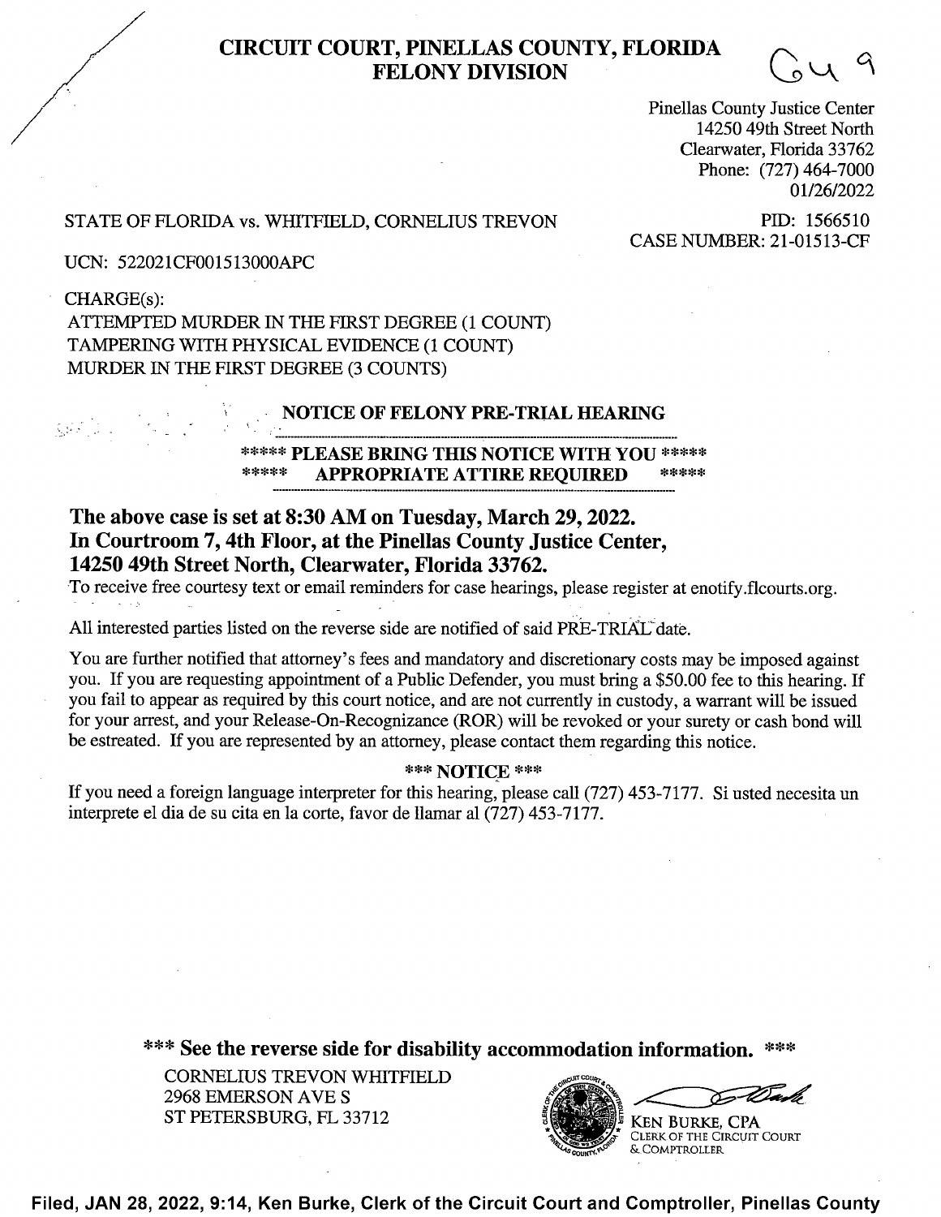# CIRCUIT COURT, PINELLAS COUNTY, FLORIDA
## FELONY DIVISION

G4 9

Pinellas County Justice Center
14250 49th Street North
Clearwater, Florida 33762
Phone: (727) 464-7000
01/26/2022

STATE OF FLORIDA vs. WHITFIELD, CORNELIUS TREVON

PID: 1566510
CASE NUMBER: 21-01513-CF

UCN: 522021CF001513000APC

CHARGE(s):
ATTEMPTED MURDER IN THE FIRST DEGREE (1 COUNT)
TAMPERING WITH PHYSICAL EVIDENCE (1 COUNT)
MURDER IN THE FIRST DEGREE (3 COUNTS)

**NOTICE OF FELONY PRE-TRIAL HEARING**

**\*\*\*\*\* PLEASE BRING THIS NOTICE WITH YOU \*\*\*\*\***
**\*\*\*\*\* APPROPRIATE ATTIRE REQUIRED \*\*\*\*\***

**The above case is set at 8:30 AM on Tuesday, March 29, 2022.**
**In Courtroom 7, 4th Floor, at the Pinellas County Justice Center,**
**14250 49th Street North, Clearwater, Florida 33762.**

To receive free courtesy text or email reminders for case hearings, please register at enotify.flcourts.org.

All interested parties listed on the reverse side are notified of said PRE-TRIAL date.

You are further notified that attorney's fees and mandatory and discretionary costs may be imposed against you. If you are requesting appointment of a Public Defender, you must bring a $50.00 fee to this hearing. If you fail to appear as required by this court notice, and are not currently in custody, a warrant will be issued for your arrest, and your Release-On-Recognizance (ROR) will be revoked or your surety or cash bond will be estreated. If you are represented by an attorney, please contact them regarding this notice.

**\*\*\* NOTICE \*\*\***

If you need a foreign language interpreter for this hearing, please call (727) 453-7177. Si usted necesita un interprete el dia de su cita en la corte, favor de llamar al (727) 453-7177.

**\*\*\* See the reverse side for disability accommodation information. \*\*\***

CORNELIUS TREVON WHITFIELD
2968 EMERSON AVE S
ST PETERSBURG, FL 33712

KEN BURKE, CPA
CLERK OF THE CIRCUIT COURT
& COMPTROLLER

**Filed, JAN 28, 2022, 9:14, Ken Burke, Clerk of the Circuit Court and Comptroller, Pinellas County**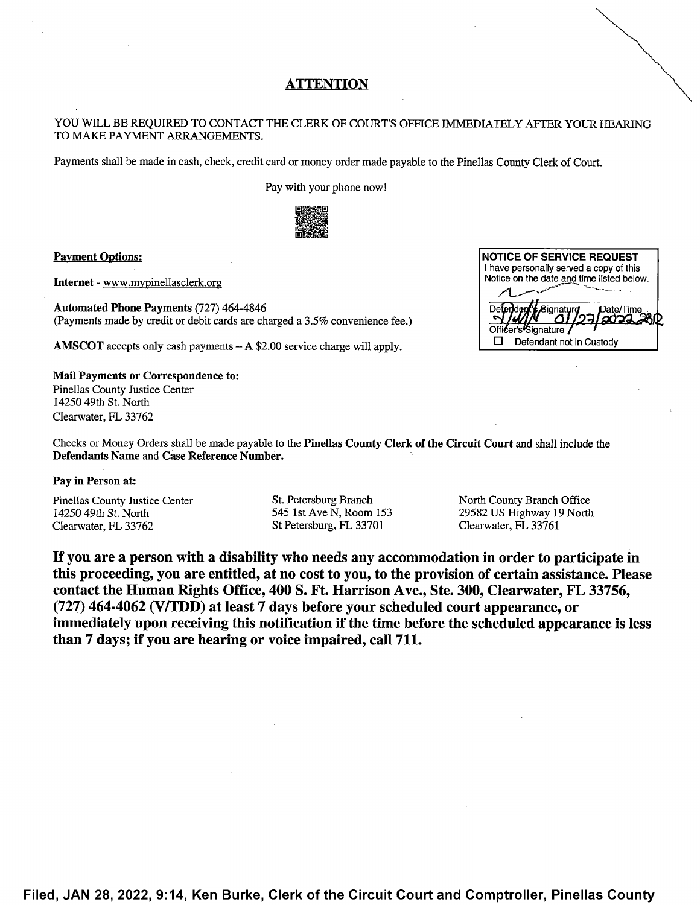## ATTENTION

YOU WILL BE REQUIRED TO CONTACT THE CLERK OF COURT'S OFFICE IMMEDIATELY AFTER YOUR HEARING TO MAKE PAYMENT ARRANGEMENTS.

Payments shall be made in cash, check, credit card or money order made payable to the Pinellas County Clerk of Court.

Pay with your phone now!

**Payment Options:**

**Internet** - www.mypinellasclerk.org

**Automated Phone Payments** (727) 464-4846
(Payments made by credit or debit cards are charged a 3.5% convenience fee.)

**AMSCOT** accepts only cash payments – A $2.00 service charge will apply.

**NOTICE OF SERVICE REQUEST**
I have personally served a copy of this Notice on the date and time listed below.

Defendant's Signature Date/Time 01/27/2022 2812
Officer's Signature
☐ Defendant not in Custody

**Mail Payments or Correspondence to:**
Pinellas County Justice Center
14250 49th St. North
Clearwater, FL 33762

Checks or Money Orders shall be made payable to the **Pinellas County Clerk of the Circuit Court** and shall include the **Defendants Name** and **Case Reference Number.**

**Pay in Person at:**

Pinellas County Justice Center
14250 49th St. North
Clearwater, FL 33762

St. Petersburg Branch
545 1st Ave N, Room 153
St Petersburg, FL 33701

North County Branch Office
29582 US Highway 19 North
Clearwater, FL 33761

**If you are a person with a disability who needs any accommodation in order to participate in this proceeding, you are entitled, at no cost to you, to the provision of certain assistance. Please contact the Human Rights Office, 400 S. Ft. Harrison Ave., Ste. 300, Clearwater, FL 33756, (727) 464-4062 (V/TDD) at least 7 days before your scheduled court appearance, or immediately upon receiving this notification if the time before the scheduled appearance is less than 7 days; if you are hearing or voice impaired, call 711.**

**Filed, JAN 28, 2022, 9:14, Ken Burke, Clerk of the Circuit Court and Comptroller, Pinellas County**